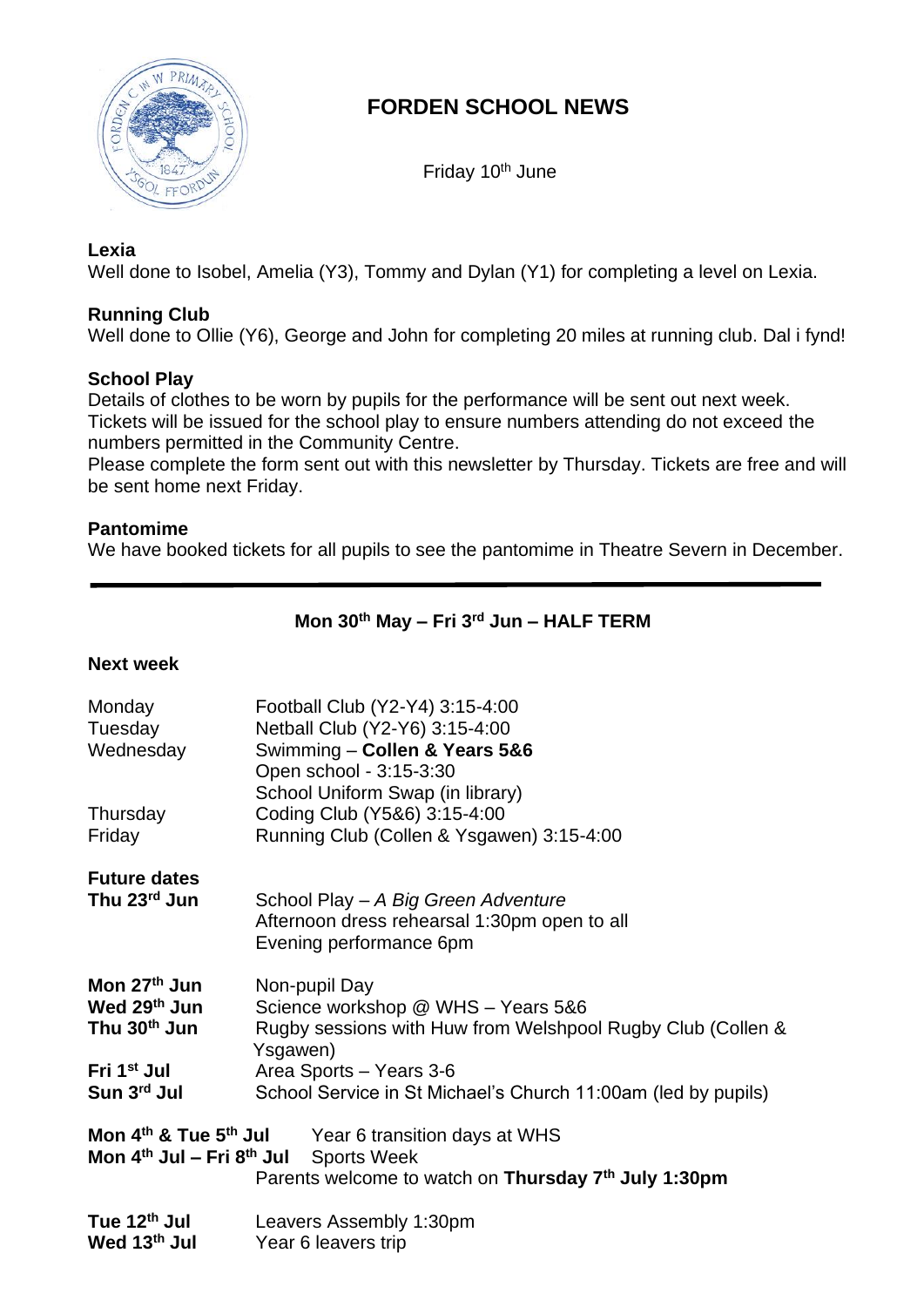# FORDEN SCHOOL NEWS

Friday 10th June

**Lexia**
Well done to Isobel, Amelia (Y3), Tommy and Dylan (Y1) for completing a level on Lexia.

**Running Club**
Well done to Ollie (Y6), George and John for completing 20 miles at running club. Dal i fynd!

**School Play**
Details of clothes to be worn by pupils for the performance will be sent out next week. Tickets will be issued for the school play to ensure numbers attending do not exceed the numbers permitted in the Community Centre.
Please complete the form sent out with this newsletter by Thursday. Tickets are free and will be sent home next Friday.

**Pantomime**
We have booked tickets for all pupils to see the pantomime in Theatre Severn in December.

---

**Mon 30th May – Fri 3rd Jun – HALF TERM**

**Next week**

| | |
|---|---|
| Monday | Football Club (Y2-Y4) 3:15-4:00 |
| Tuesday | Netball Club (Y2-Y6) 3:15-4:00 |
| Wednesday | Swimming – **Collen & Years 5&6**<br>Open school - 3:15-3:30<br>School Uniform Swap (in library) |
| Thursday | Coding Club (Y5&6) 3:15-4:00 |
| Friday | Running Club (Collen & Ysgawen) 3:15-4:00 |

**Future dates**

| | |
|---|---|
| **Thu 23rd Jun** | School Play – *A Big Green Adventure*<br>Afternoon dress rehearsal 1:30pm open to all<br>Evening performance 6pm |
| **Mon 27th Jun** | Non-pupil Day |
| **Wed 29th Jun** | Science workshop @ WHS – Years 5&6 |
| **Thu 30th Jun** | Rugby sessions with Huw from Welshpool Rugby Club (Collen & Ysgawen) |
| **Fri 1st Jul** | Area Sports – Years 3-6 |
| **Sun 3rd Jul** | School Service in St Michael's Church 11:00am (led by pupils) |
| **Mon 4th & Tue 5th Jul** | Year 6 transition days at WHS |
| **Mon 4th Jul – Fri 8th Jul** | Sports Week<br>Parents welcome to watch on **Thursday 7th July 1:30pm** |
| **Tue 12th Jul** | Leavers Assembly 1:30pm |
| **Wed 13th Jul** | Year 6 leavers trip |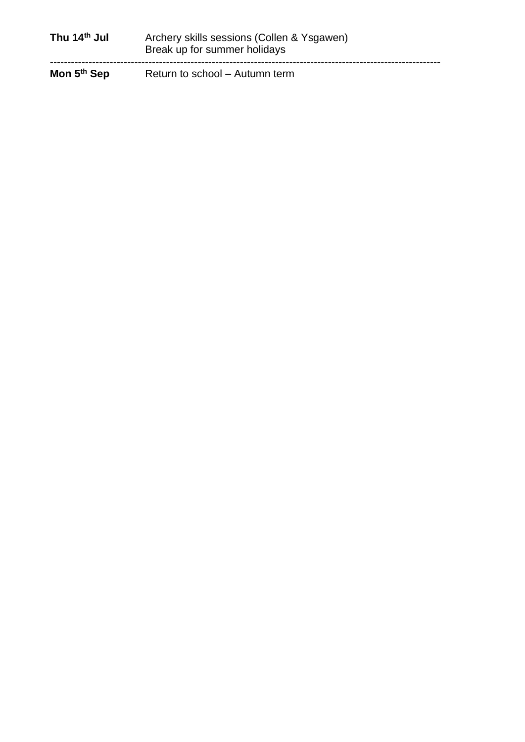| | |
|---|---|
| **Thu 14th Jul** | Archery skills sessions (Collen & Ysgawen)<br>Break up for summer holidays |

---

| | |
|---|---|
| **Mon 5th Sep** | Return to school – Autumn term |